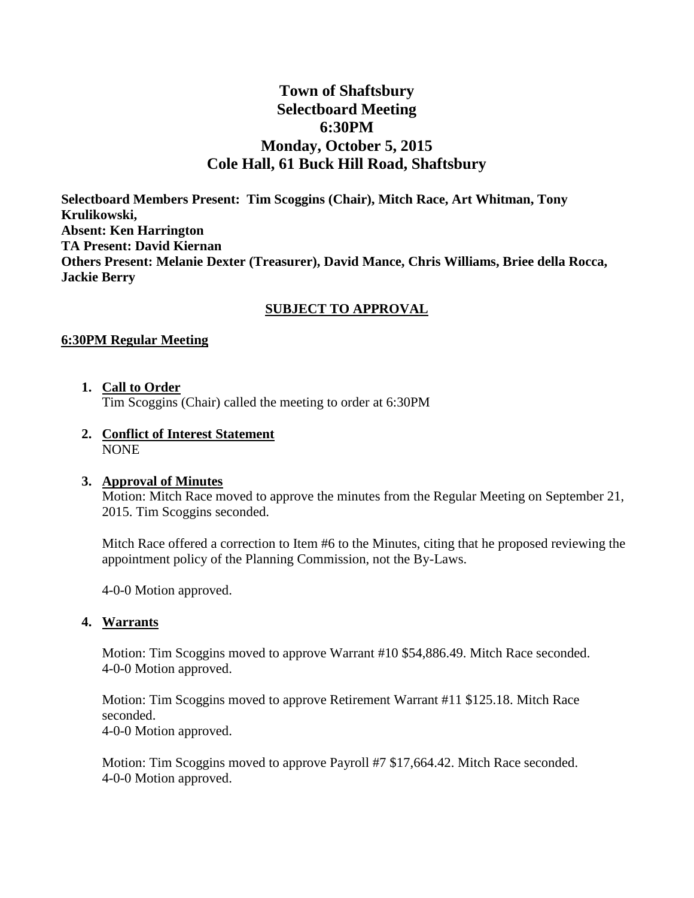# Town of Shaftsbury
# Selectboard Meeting
# 6:30PM
# Monday, October 5, 2015
# Cole Hall, 61 Buck Hill Road, Shaftsbury

**Selectboard Members Present: Tim Scoggins (Chair), Mitch Race, Art Whitman, Tony Krulikowski,**
**Absent: Ken Harrington**
**TA Present: David Kiernan**
**Others Present: Melanie Dexter (Treasurer), David Mance, Chris Williams, Briee della Rocca, Jackie Berry**

**SUBJECT TO APPROVAL**

## 6:30PM Regular Meeting

1. **Call to Order**
   Tim Scoggins (Chair) called the meeting to order at 6:30PM

2. **Conflict of Interest Statement**
   NONE

3. **Approval of Minutes**
   Motion: Mitch Race moved to approve the minutes from the Regular Meeting on September 21, 2015. Tim Scoggins seconded.

   Mitch Race offered a correction to Item #6 to the Minutes, citing that he proposed reviewing the appointment policy of the Planning Commission, not the By-Laws.

   4-0-0 Motion approved.

4. **Warrants**

   Motion: Tim Scoggins moved to approve Warrant #10 $54,886.49. Mitch Race seconded.
   4-0-0 Motion approved.

   Motion: Tim Scoggins moved to approve Retirement Warrant #11 $125.18. Mitch Race seconded.
   4-0-0 Motion approved.

   Motion: Tim Scoggins moved to approve Payroll #7 $17,664.42. Mitch Race seconded.
   4-0-0 Motion approved.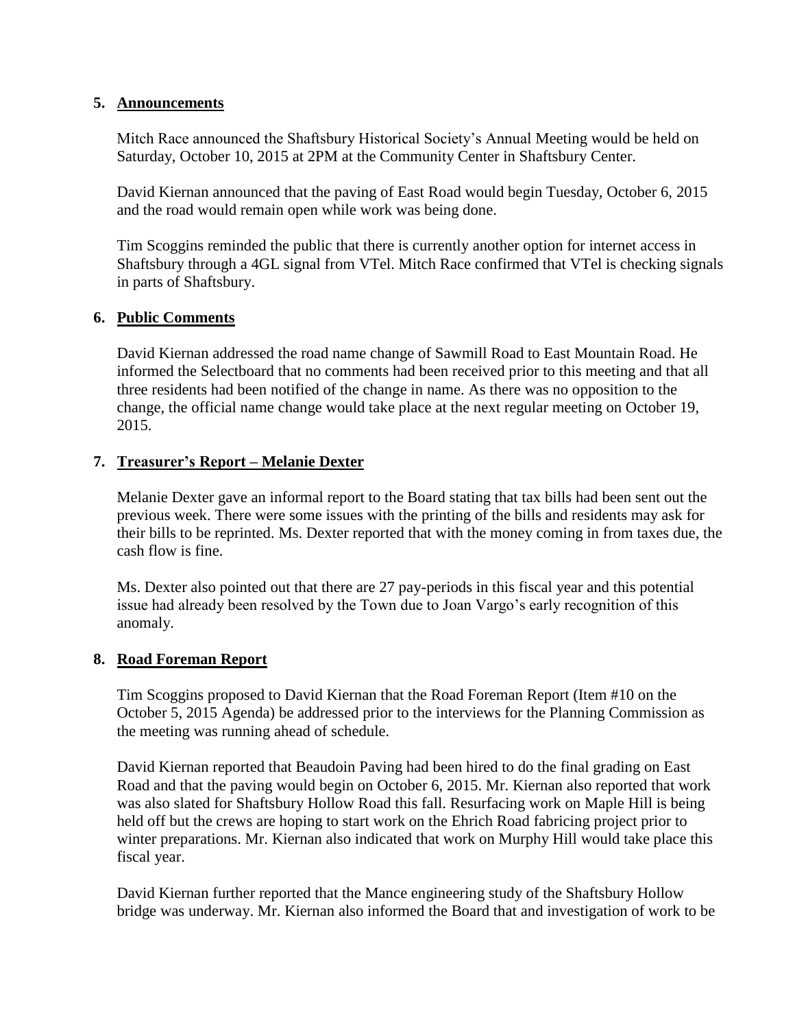## 5. Announcements

Mitch Race announced the Shaftsbury Historical Society's Annual Meeting would be held on Saturday, October 10, 2015 at 2PM at the Community Center in Shaftsbury Center.

David Kiernan announced that the paving of East Road would begin Tuesday, October 6, 2015 and the road would remain open while work was being done.

Tim Scoggins reminded the public that there is currently another option for internet access in Shaftsbury through a 4GL signal from VTel. Mitch Race confirmed that VTel is checking signals in parts of Shaftsbury.

## 6. Public Comments

David Kiernan addressed the road name change of Sawmill Road to East Mountain Road. He informed the Selectboard that no comments had been received prior to this meeting and that all three residents had been notified of the change in name. As there was no opposition to the change, the official name change would take place at the next regular meeting on October 19, 2015.

## 7. Treasurer's Report – Melanie Dexter

Melanie Dexter gave an informal report to the Board stating that tax bills had been sent out the previous week. There were some issues with the printing of the bills and residents may ask for their bills to be reprinted. Ms. Dexter reported that with the money coming in from taxes due, the cash flow is fine.

Ms. Dexter also pointed out that there are 27 pay-periods in this fiscal year and this potential issue had already been resolved by the Town due to Joan Vargo's early recognition of this anomaly.

## 8. Road Foreman Report

Tim Scoggins proposed to David Kiernan that the Road Foreman Report (Item #10 on the October 5, 2015 Agenda) be addressed prior to the interviews for the Planning Commission as the meeting was running ahead of schedule.

David Kiernan reported that Beaudoin Paving had been hired to do the final grading on East Road and that the paving would begin on October 6, 2015. Mr. Kiernan also reported that work was also slated for Shaftsbury Hollow Road this fall. Resurfacing work on Maple Hill is being held off but the crews are hoping to start work on the Ehrich Road fabricing project prior to winter preparations. Mr. Kiernan also indicated that work on Murphy Hill would take place this fiscal year.

David Kiernan further reported that the Mance engineering study of the Shaftsbury Hollow bridge was underway. Mr. Kiernan also informed the Board that and investigation of work to be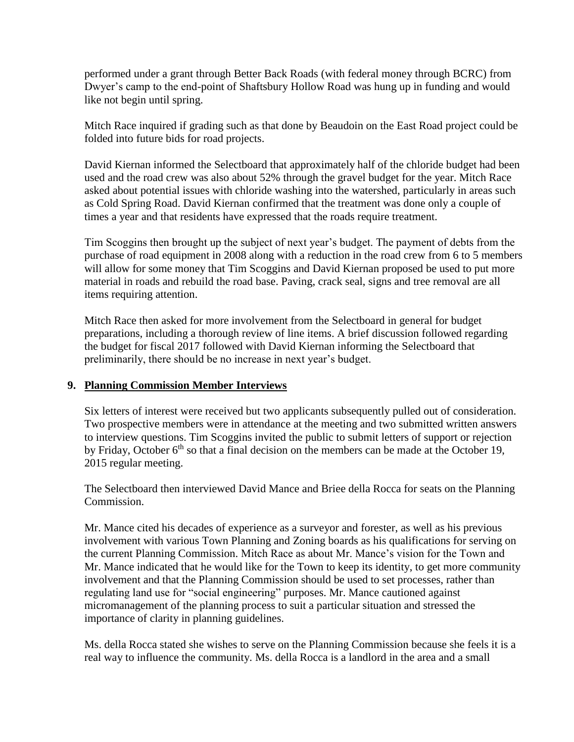performed under a grant through Better Back Roads (with federal money through BCRC) from Dwyer's camp to the end-point of Shaftsbury Hollow Road was hung up in funding and would like not begin until spring.

Mitch Race inquired if grading such as that done by Beaudoin on the East Road project could be folded into future bids for road projects.

David Kiernan informed the Selectboard that approximately half of the chloride budget had been used and the road crew was also about 52% through the gravel budget for the year. Mitch Race asked about potential issues with chloride washing into the watershed, particularly in areas such as Cold Spring Road. David Kiernan confirmed that the treatment was done only a couple of times a year and that residents have expressed that the roads require treatment.

Tim Scoggins then brought up the subject of next year's budget. The payment of debts from the purchase of road equipment in 2008 along with a reduction in the road crew from 6 to 5 members will allow for some money that Tim Scoggins and David Kiernan proposed be used to put more material in roads and rebuild the road base. Paving, crack seal, signs and tree removal are all items requiring attention.

Mitch Race then asked for more involvement from the Selectboard in general for budget preparations, including a thorough review of line items. A brief discussion followed regarding the budget for fiscal 2017 followed with David Kiernan informing the Selectboard that preliminarily, there should be no increase in next year's budget.

## 9. Planning Commission Member Interviews

Six letters of interest were received but two applicants subsequently pulled out of consideration. Two prospective members were in attendance at the meeting and two submitted written answers to interview questions. Tim Scoggins invited the public to submit letters of support or rejection by Friday, October 6th so that a final decision on the members can be made at the October 19, 2015 regular meeting.

The Selectboard then interviewed David Mance and Briee della Rocca for seats on the Planning Commission.

Mr. Mance cited his decades of experience as a surveyor and forester, as well as his previous involvement with various Town Planning and Zoning boards as his qualifications for serving on the current Planning Commission. Mitch Race as about Mr. Mance's vision for the Town and Mr. Mance indicated that he would like for the Town to keep its identity, to get more community involvement and that the Planning Commission should be used to set processes, rather than regulating land use for "social engineering" purposes. Mr. Mance cautioned against micromanagement of the planning process to suit a particular situation and stressed the importance of clarity in planning guidelines.

Ms. della Rocca stated she wishes to serve on the Planning Commission because she feels it is a real way to influence the community. Ms. della Rocca is a landlord in the area and a small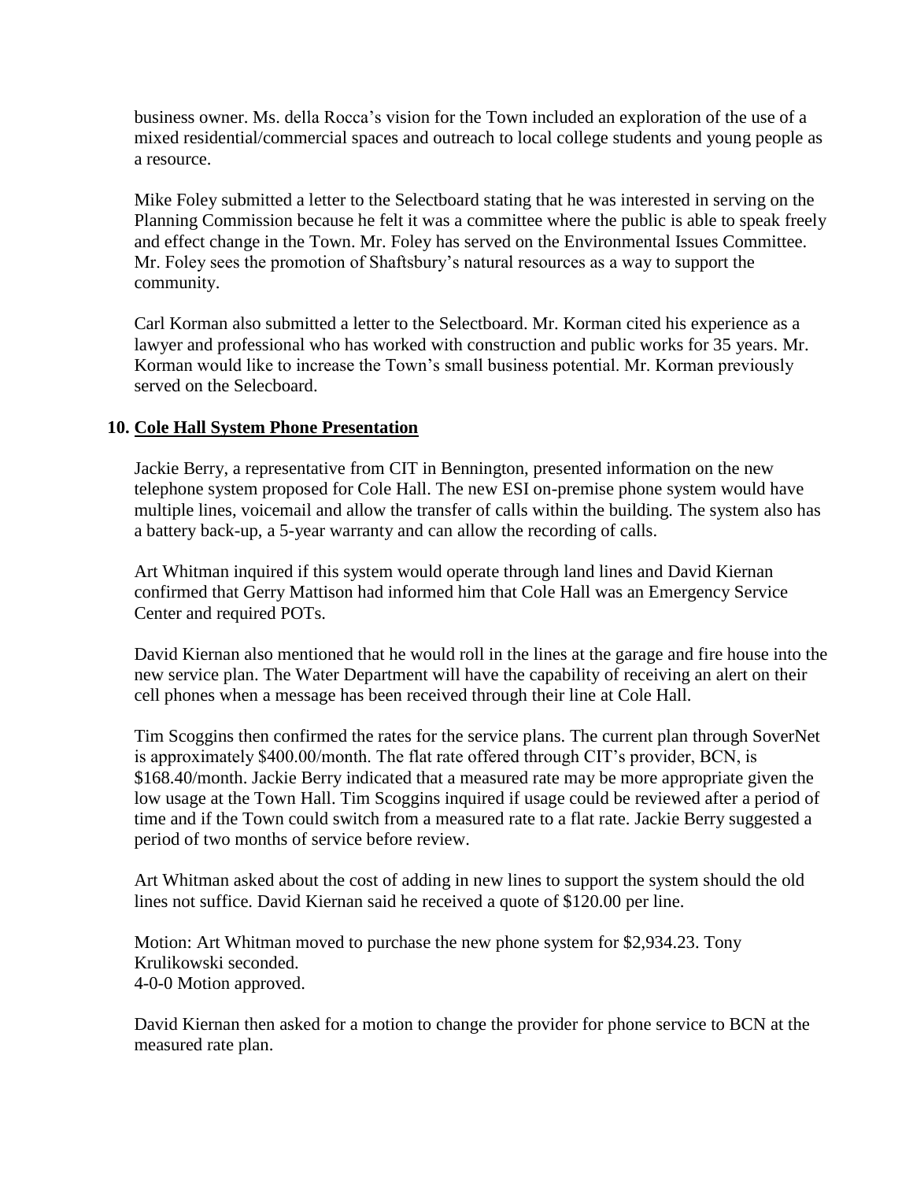business owner. Ms. della Rocca's vision for the Town included an exploration of the use of a mixed residential/commercial spaces and outreach to local college students and young people as a resource.

Mike Foley submitted a letter to the Selectboard stating that he was interested in serving on the Planning Commission because he felt it was a committee where the public is able to speak freely and effect change in the Town. Mr. Foley has served on the Environmental Issues Committee. Mr. Foley sees the promotion of Shaftsbury's natural resources as a way to support the community.

Carl Korman also submitted a letter to the Selectboard. Mr. Korman cited his experience as a lawyer and professional who has worked with construction and public works for 35 years. Mr. Korman would like to increase the Town's small business potential. Mr. Korman previously served on the Selecboard.

**10. <u>Cole Hall System Phone Presentation</u>**

Jackie Berry, a representative from CIT in Bennington, presented information on the new telephone system proposed for Cole Hall. The new ESI on-premise phone system would have multiple lines, voicemail and allow the transfer of calls within the building. The system also has a battery back-up, a 5-year warranty and can allow the recording of calls.

Art Whitman inquired if this system would operate through land lines and David Kiernan confirmed that Gerry Mattison had informed him that Cole Hall was an Emergency Service Center and required POTs.

David Kiernan also mentioned that he would roll in the lines at the garage and fire house into the new service plan. The Water Department will have the capability of receiving an alert on their cell phones when a message has been received through their line at Cole Hall.

Tim Scoggins then confirmed the rates for the service plans. The current plan through SoverNet is approximately $400.00/month. The flat rate offered through CIT's provider, BCN, is $168.40/month. Jackie Berry indicated that a measured rate may be more appropriate given the low usage at the Town Hall. Tim Scoggins inquired if usage could be reviewed after a period of time and if the Town could switch from a measured rate to a flat rate. Jackie Berry suggested a period of two months of service before review.

Art Whitman asked about the cost of adding in new lines to support the system should the old lines not suffice. David Kiernan said he received a quote of $120.00 per line.

Motion: Art Whitman moved to purchase the new phone system for $2,934.23. Tony Krulikowski seconded.
4-0-0 Motion approved.

David Kiernan then asked for a motion to change the provider for phone service to BCN at the measured rate plan.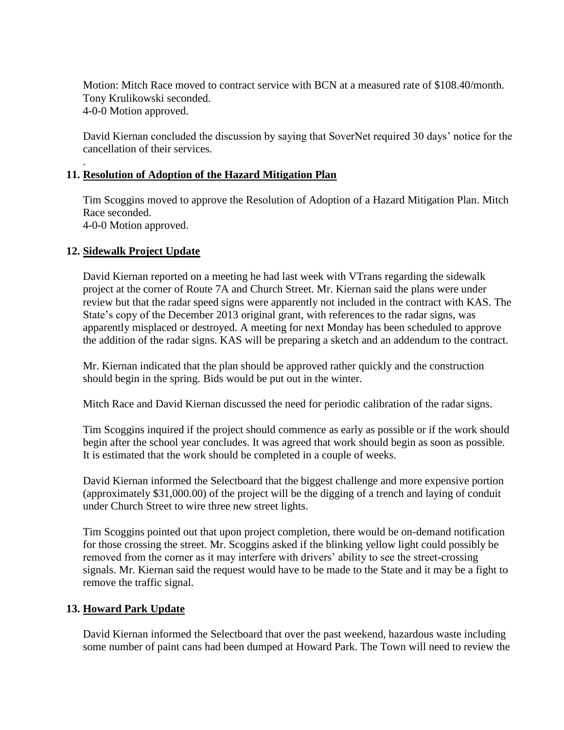Motion: Mitch Race moved to contract service with BCN at a measured rate of $108.40/month. Tony Krulikowski seconded.
4-0-0 Motion approved.

David Kiernan concluded the discussion by saying that SoverNet required 30 days' notice for the cancellation of their services.

.

## 11. Resolution of Adoption of the Hazard Mitigation Plan

Tim Scoggins moved to approve the Resolution of Adoption of a Hazard Mitigation Plan. Mitch Race seconded.
4-0-0 Motion approved.

## 12. Sidewalk Project Update

David Kiernan reported on a meeting he had last week with VTrans regarding the sidewalk project at the corner of Route 7A and Church Street. Mr. Kiernan said the plans were under review but that the radar speed signs were apparently not included in the contract with KAS. The State's copy of the December 2013 original grant, with references to the radar signs, was apparently misplaced or destroyed. A meeting for next Monday has been scheduled to approve the addition of the radar signs. KAS will be preparing a sketch and an addendum to the contract.

Mr. Kiernan indicated that the plan should be approved rather quickly and the construction should begin in the spring. Bids would be put out in the winter.

Mitch Race and David Kiernan discussed the need for periodic calibration of the radar signs.

Tim Scoggins inquired if the project should commence as early as possible or if the work should begin after the school year concludes. It was agreed that work should begin as soon as possible. It is estimated that the work should be completed in a couple of weeks.

David Kiernan informed the Selectboard that the biggest challenge and more expensive portion (approximately $31,000.00) of the project will be the digging of a trench and laying of conduit under Church Street to wire three new street lights.

Tim Scoggins pointed out that upon project completion, there would be on-demand notification for those crossing the street. Mr. Scoggins asked if the blinking yellow light could possibly be removed from the corner as it may interfere with drivers' ability to see the street-crossing signals. Mr. Kiernan said the request would have to be made to the State and it may be a fight to remove the traffic signal.

## 13. Howard Park Update

David Kiernan informed the Selectboard that over the past weekend, hazardous waste including some number of paint cans had been dumped at Howard Park. The Town will need to review the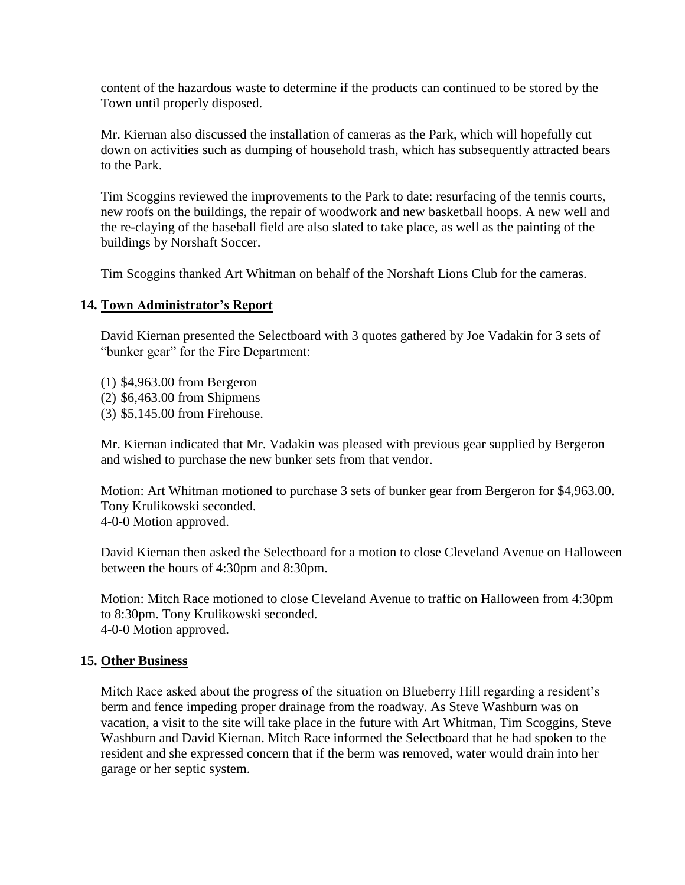content of the hazardous waste to determine if the products can continued to be stored by the Town until properly disposed.

Mr. Kiernan also discussed the installation of cameras as the Park, which will hopefully cut down on activities such as dumping of household trash, which has subsequently attracted bears to the Park.

Tim Scoggins reviewed the improvements to the Park to date: resurfacing of the tennis courts, new roofs on the buildings, the repair of woodwork and new basketball hoops. A new well and the re-claying of the baseball field are also slated to take place, as well as the painting of the buildings by Norshaft Soccer.

Tim Scoggins thanked Art Whitman on behalf of the Norshaft Lions Club for the cameras.

## 14. Town Administrator's Report

David Kiernan presented the Selectboard with 3 quotes gathered by Joe Vadakin for 3 sets of "bunker gear" for the Fire Department:

(1) $4,963.00 from Bergeron
(2) $6,463.00 from Shipmens
(3) $5,145.00 from Firehouse.

Mr. Kiernan indicated that Mr. Vadakin was pleased with previous gear supplied by Bergeron and wished to purchase the new bunker sets from that vendor.

Motion: Art Whitman motioned to purchase 3 sets of bunker gear from Bergeron for $4,963.00. Tony Krulikowski seconded.
4-0-0 Motion approved.

David Kiernan then asked the Selectboard for a motion to close Cleveland Avenue on Halloween between the hours of 4:30pm and 8:30pm.

Motion: Mitch Race motioned to close Cleveland Avenue to traffic on Halloween from 4:30pm to 8:30pm. Tony Krulikowski seconded.
4-0-0 Motion approved.

## 15. Other Business

Mitch Race asked about the progress of the situation on Blueberry Hill regarding a resident's berm and fence impeding proper drainage from the roadway. As Steve Washburn was on vacation, a visit to the site will take place in the future with Art Whitman, Tim Scoggins, Steve Washburn and David Kiernan. Mitch Race informed the Selectboard that he had spoken to the resident and she expressed concern that if the berm was removed, water would drain into her garage or her septic system.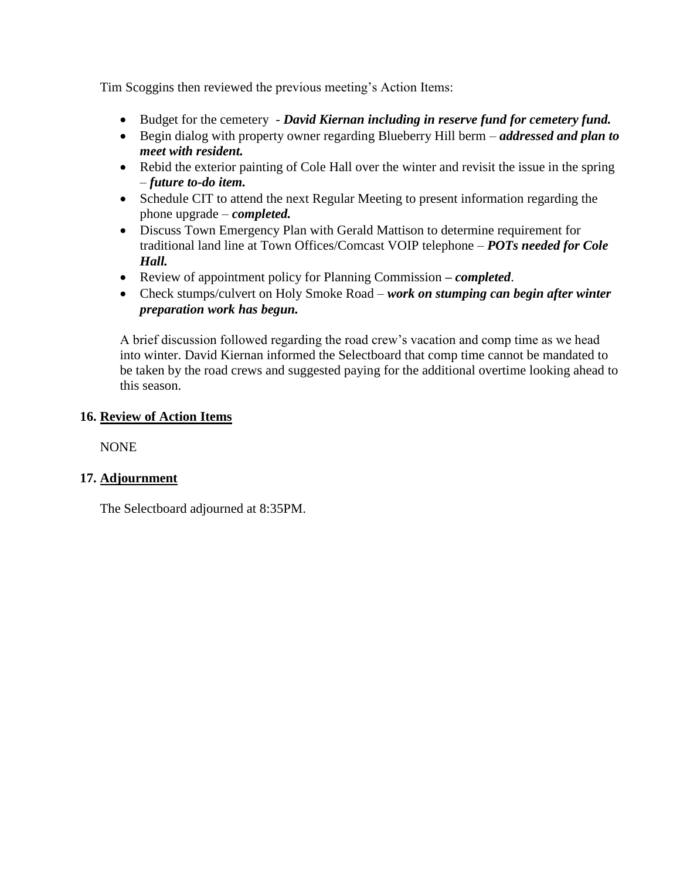Tim Scoggins then reviewed the previous meeting's Action Items:

- Budget for the cemetery - ***David Kiernan including in reserve fund for cemetery fund.***
- Begin dialog with property owner regarding Blueberry Hill berm – ***addressed and plan to meet with resident.***
- Rebid the exterior painting of Cole Hall over the winter and revisit the issue in the spring – ***future to-do item.***
- Schedule CIT to attend the next Regular Meeting to present information regarding the phone upgrade – ***completed.***
- Discuss Town Emergency Plan with Gerald Mattison to determine requirement for traditional land line at Town Offices/Comcast VOIP telephone – ***POTs needed for Cole Hall.***
- Review of appointment policy for Planning Commission **–** ***completed***.
- Check stumps/culvert on Holy Smoke Road – ***work on stumping can begin after winter preparation work has begun.***

A brief discussion followed regarding the road crew's vacation and comp time as we head into winter. David Kiernan informed the Selectboard that comp time cannot be mandated to be taken by the road crews and suggested paying for the additional overtime looking ahead to this season.

**16. Review of Action Items**

NONE

**17. Adjournment**

The Selectboard adjourned at 8:35PM.